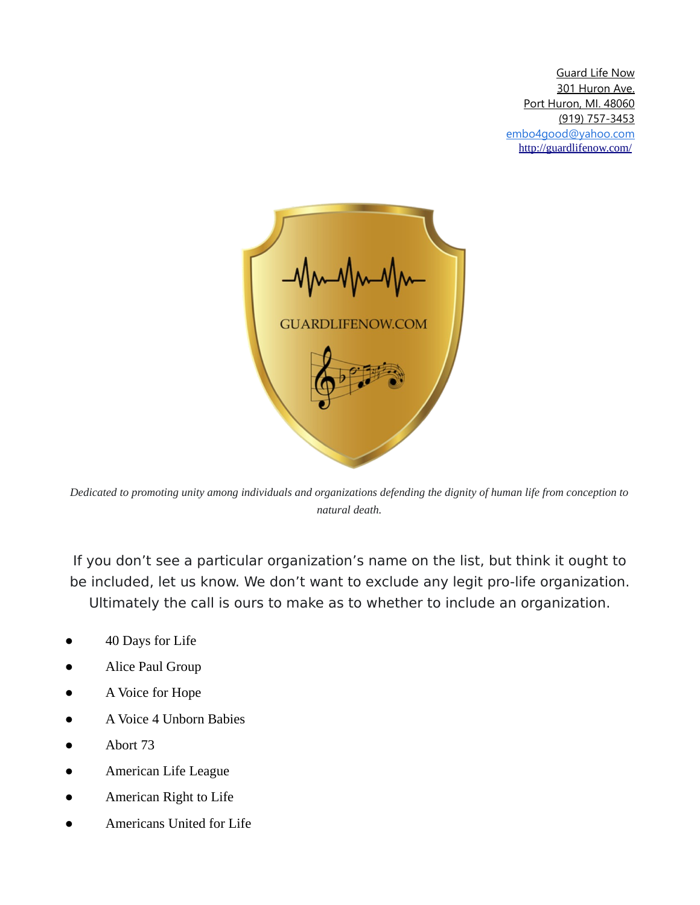Guard Life Now
301 Huron Ave.
Port Huron, MI. 48060
(919) 757-3453
embo4good@yahoo.com
http://guardlifenow.com/

GUARDLIFENOW.COM

*Dedicated to promoting unity among individuals and organizations defending the dignity of human life from conception to natural death.*

If you don't see a particular organization's name on the list, but think it ought to be included, let us know. We don't want to exclude any legit pro-life organization. Ultimately the call is ours to make as to whether to include an organization.

- 40 Days for Life
- Alice Paul Group
- A Voice for Hope
- A Voice 4 Unborn Babies
- Abort 73
- American Life League
- American Right to Life
- Americans United for Life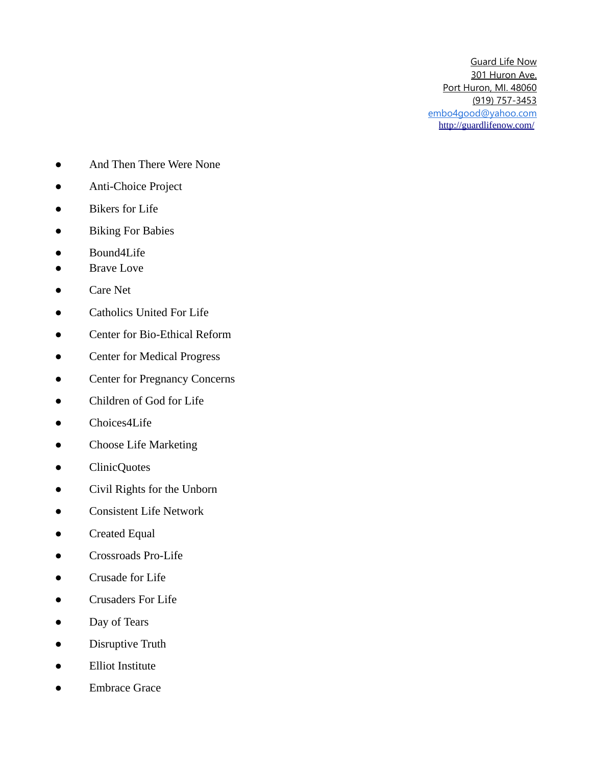Guard Life Now
301 Huron Ave.
Port Huron, MI. 48060
(919) 757-3453
embo4good@yahoo.com
http://guardlifenow.com/

- And Then There Were None
- Anti-Choice Project
- Bikers for Life
- Biking For Babies
- Bound4Life
- Brave Love
- Care Net
- Catholics United For Life
- Center for Bio-Ethical Reform
- Center for Medical Progress
- Center for Pregnancy Concerns
- Children of God for Life
- Choices4Life
- Choose Life Marketing
- ClinicQuotes
- Civil Rights for the Unborn
- Consistent Life Network
- Created Equal
- Crossroads Pro-Life
- Crusade for Life
- Crusaders For Life
- Day of Tears
- Disruptive Truth
- Elliot Institute
- Embrace Grace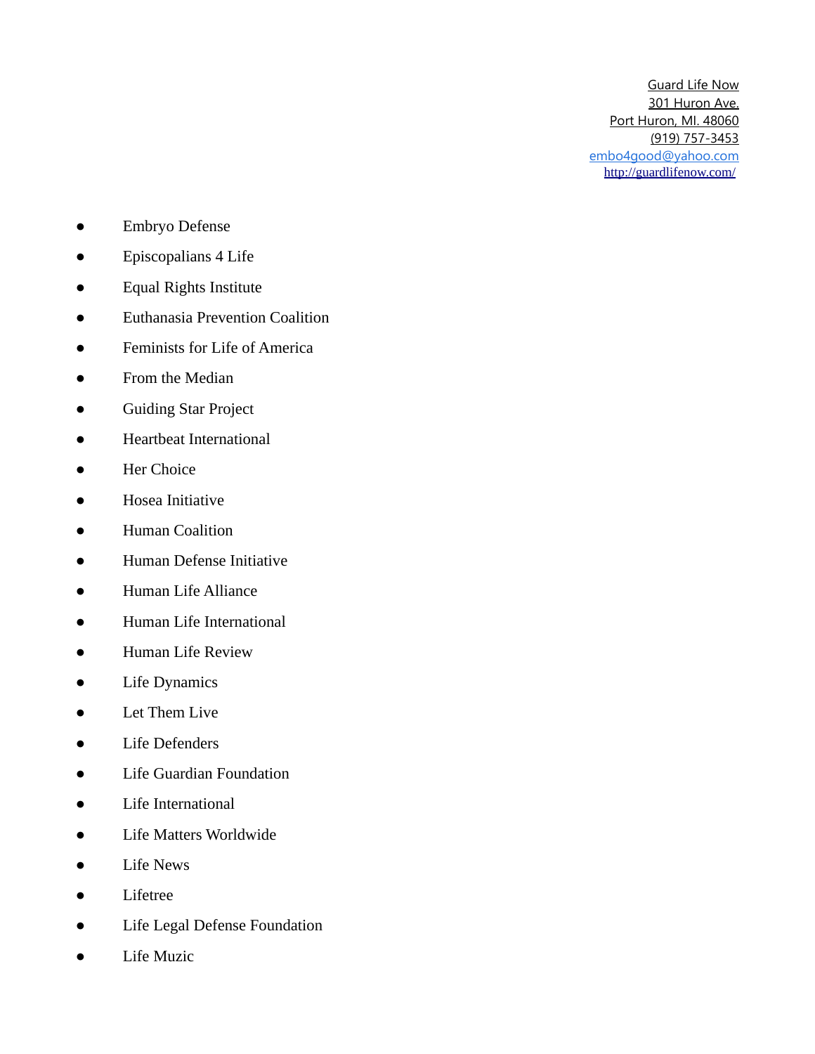Guard Life Now
301 Huron Ave.
Port Huron, MI. 48060
(919) 757-3453
embo4good@yahoo.com
http://guardlifenow.com/

- Embryo Defense
- Episcopalians 4 Life
- Equal Rights Institute
- Euthanasia Prevention Coalition
- Feminists for Life of America
- From the Median
- Guiding Star Project
- Heartbeat International
- Her Choice
- Hosea Initiative
- Human Coalition
- Human Defense Initiative
- Human Life Alliance
- Human Life International
- Human Life Review
- Life Dynamics
- Let Them Live
- Life Defenders
- Life Guardian Foundation
- Life International
- Life Matters Worldwide
- Life News
- Lifetree
- Life Legal Defense Foundation
- Life Muzic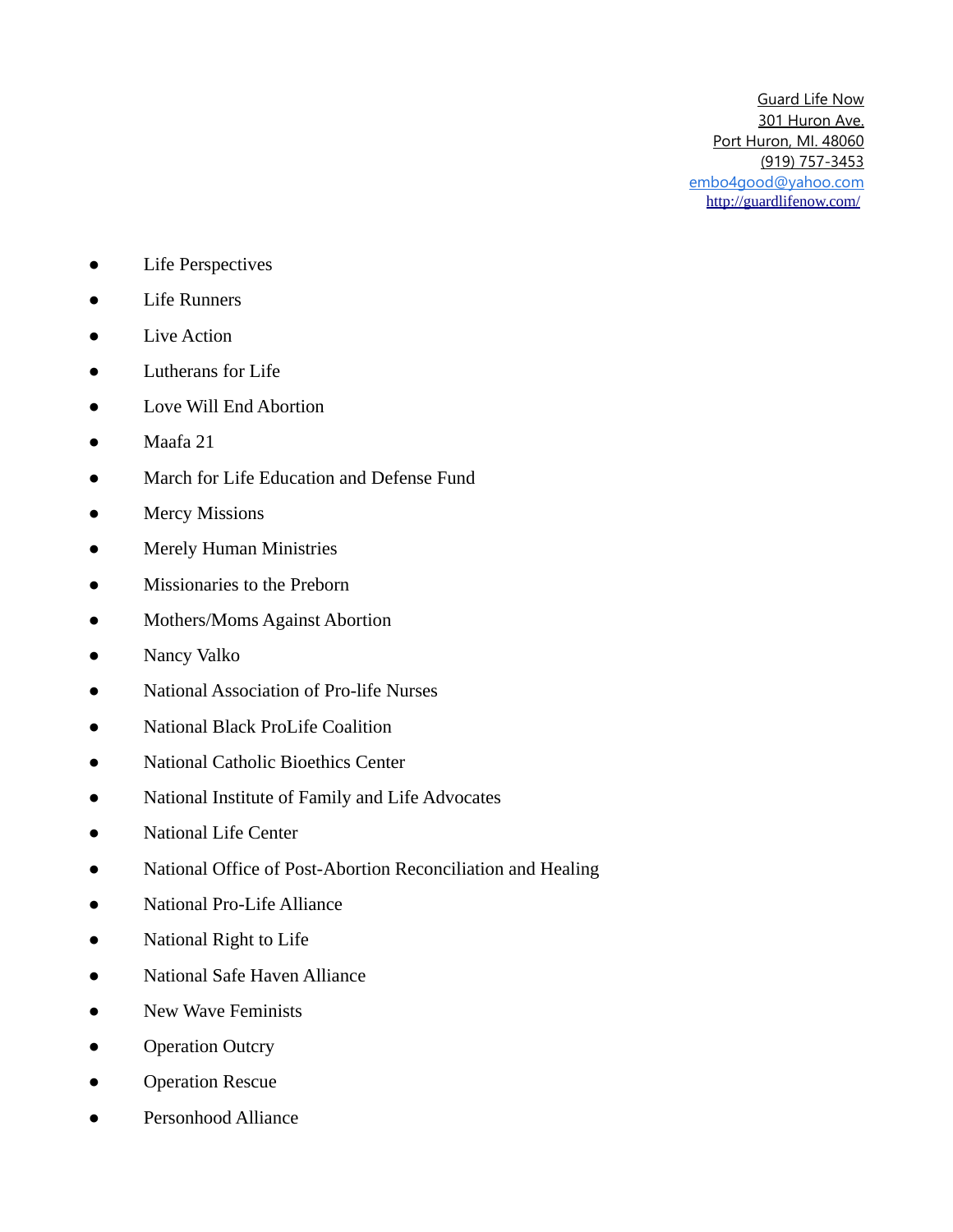Guard Life Now
301 Huron Ave.
Port Huron, MI. 48060
(919) 757-3453
embo4good@yahoo.com
http://guardlifenow.com/

- Life Perspectives
- Life Runners
- Live Action
- Lutherans for Life
- Love Will End Abortion
- Maafa 21
- March for Life Education and Defense Fund
- Mercy Missions
- Merely Human Ministries
- Missionaries to the Preborn
- Mothers/Moms Against Abortion
- Nancy Valko
- National Association of Pro-life Nurses
- National Black ProLife Coalition
- National Catholic Bioethics Center
- National Institute of Family and Life Advocates
- National Life Center
- National Office of Post-Abortion Reconciliation and Healing
- National Pro-Life Alliance
- National Right to Life
- National Safe Haven Alliance
- New Wave Feminists
- Operation Outcry
- Operation Rescue
- Personhood Alliance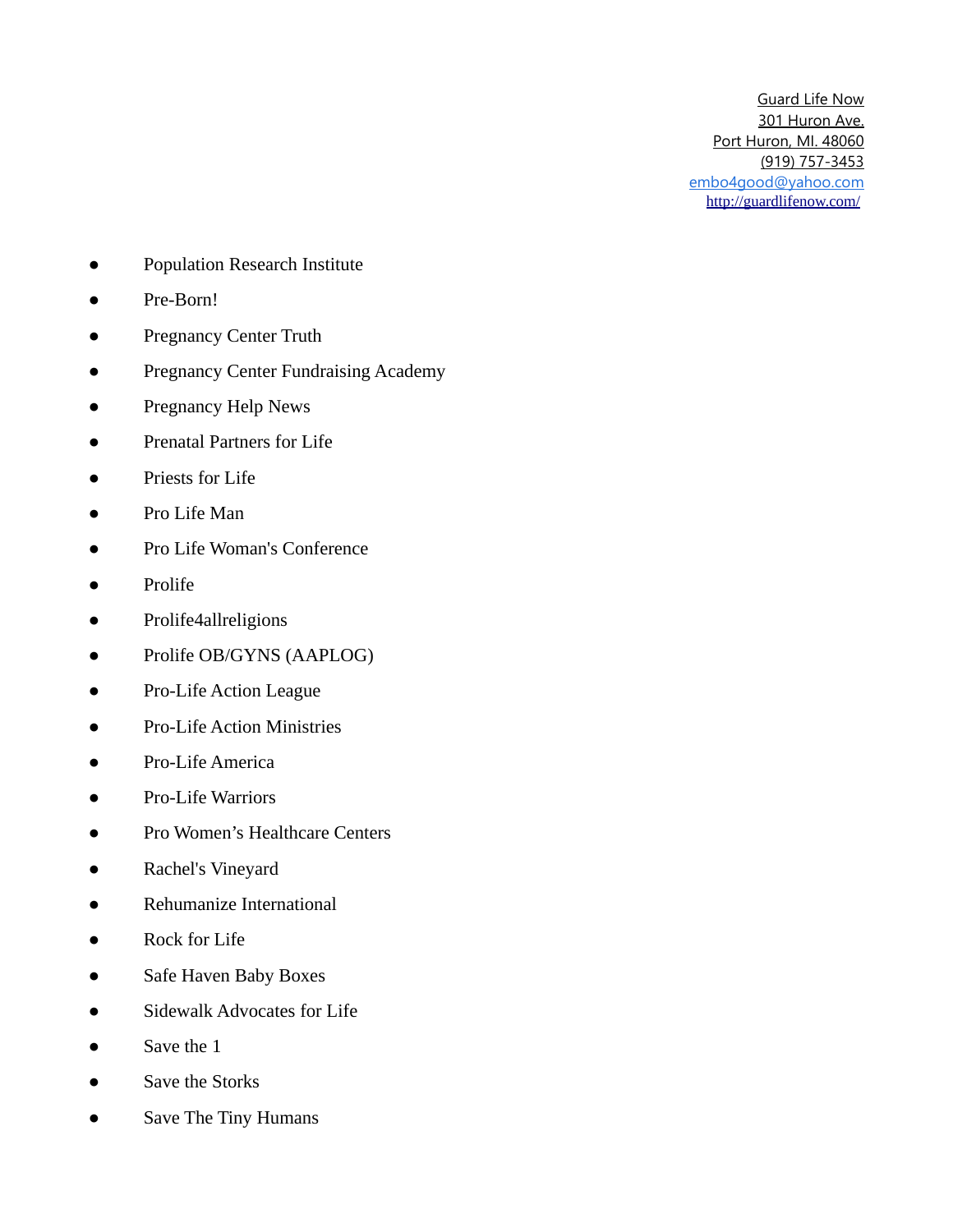Guard Life Now
301 Huron Ave.
Port Huron, MI. 48060
(919) 757-3453
embo4good@yahoo.com
http://guardlifenow.com/

- Population Research Institute
- Pre-Born!
- Pregnancy Center Truth
- Pregnancy Center Fundraising Academy
- Pregnancy Help News
- Prenatal Partners for Life
- Priests for Life
- Pro Life Man
- Pro Life Woman's Conference
- Prolife
- Prolife4allreligions
- Prolife OB/GYNS (AAPLOG)
- Pro-Life Action League
- Pro-Life Action Ministries
- Pro-Life America
- Pro-Life Warriors
- Pro Women's Healthcare Centers
- Rachel's Vineyard
- Rehumanize International
- Rock for Life
- Safe Haven Baby Boxes
- Sidewalk Advocates for Life
- Save the 1
- Save the Storks
- Save The Tiny Humans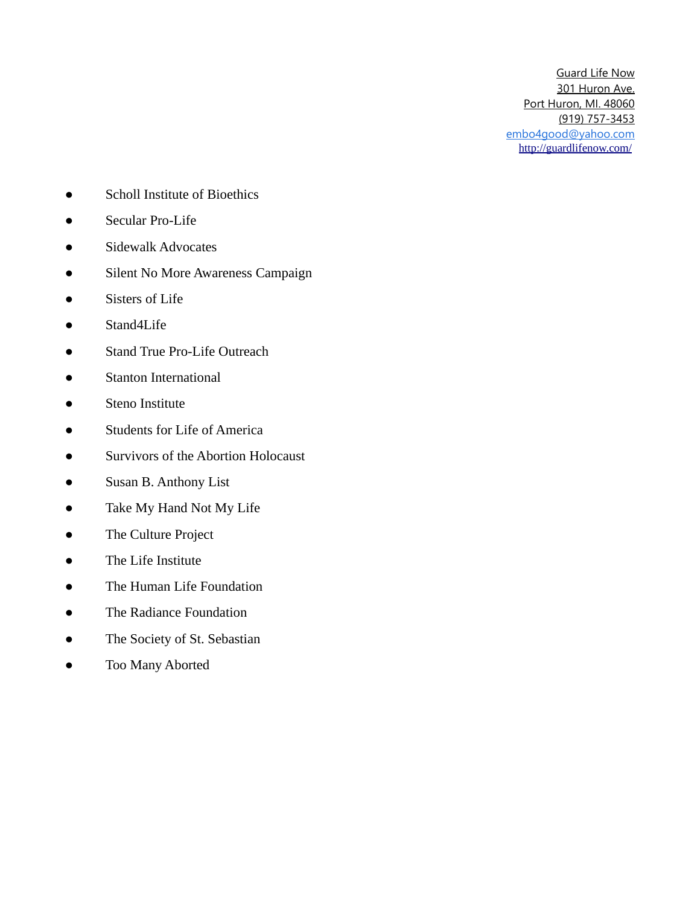Guard Life Now
301 Huron Ave.
Port Huron, MI. 48060
(919) 757-3453
embo4good@yahoo.com
http://guardlifenow.com/

- Scholl Institute of Bioethics
- Secular Pro-Life
- Sidewalk Advocates
- Silent No More Awareness Campaign
- Sisters of Life
- Stand4Life
- Stand True Pro-Life Outreach
- Stanton International
- Steno Institute
- Students for Life of America
- Survivors of the Abortion Holocaust
- Susan B. Anthony List
- Take My Hand Not My Life
- The Culture Project
- The Life Institute
- The Human Life Foundation
- The Radiance Foundation
- The Society of St. Sebastian
- Too Many Aborted